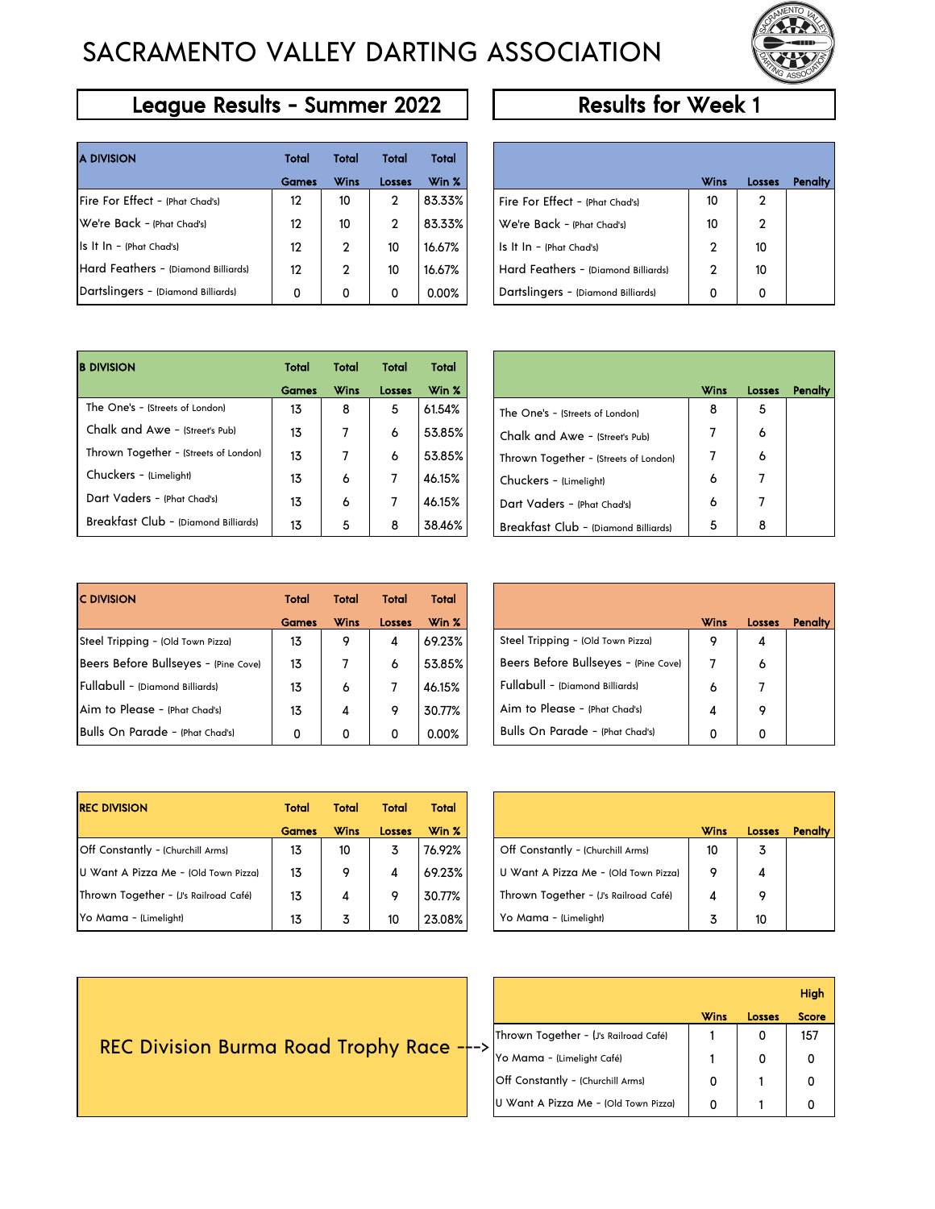# SACRAMENTO VALLEY DARTING ASSOCIATION

## League Results - Summer 2022

## Results for Week 1

| A DIVISION | Total Games | Total Wins | Total Losses | Total Win % |
|---|---|---|---|---|
| Fire For Effect - (Phat Chad's) | 12 | 10 | 2 | 83.33% |
| We're Back - (Phat Chad's) | 12 | 10 | 2 | 83.33% |
| Is It In - (Phat Chad's) | 12 | 2 | 10 | 16.67% |
| Hard Feathers - (Diamond Billiards) | 12 | 2 | 10 | 16.67% |
| Dartslingers - (Diamond Billiards) | 0 | 0 | 0 | 0.00% |

| | Wins | Losses | Penalty |
|---|---|---|---|
| Fire For Effect - (Phat Chad's) | 10 | 2 | |
| We're Back - (Phat Chad's) | 10 | 2 | |
| Is It In - (Phat Chad's) | 2 | 10 | |
| Hard Feathers - (Diamond Billiards) | 2 | 10 | |
| Dartslingers - (Diamond Billiards) | 0 | 0 | |

| B DIVISION | Total Games | Total Wins | Total Losses | Total Win % |
|---|---|---|---|---|
| The One's - (Streets of London) | 13 | 8 | 5 | 61.54% |
| Chalk and Awe - (Street's Pub) | 13 | 7 | 6 | 53.85% |
| Thrown Together - (Streets of London) | 13 | 7 | 6 | 53.85% |
| Chuckers - (Limelight) | 13 | 6 | 7 | 46.15% |
| Dart Vaders - (Phat Chad's) | 13 | 6 | 7 | 46.15% |
| Breakfast Club - (Diamond Billiards) | 13 | 5 | 8 | 38.46% |

| | Wins | Losses | Penalty |
|---|---|---|---|
| The One's - (Streets of London) | 8 | 5 | |
| Chalk and Awe - (Street's Pub) | 7 | 6 | |
| Thrown Together - (Streets of London) | 7 | 6 | |
| Chuckers - (Limelight) | 6 | 7 | |
| Dart Vaders - (Phat Chad's) | 6 | 7 | |
| Breakfast Club - (Diamond Billiards) | 5 | 8 | |

| C DIVISION | Total Games | Total Wins | Total Losses | Total Win % |
|---|---|---|---|---|
| Steel Tripping - (Old Town Pizza) | 13 | 9 | 4 | 69.23% |
| Beers Before Bullseyes - (Pine Cove) | 13 | 7 | 6 | 53.85% |
| Fullabull - (Diamond Billiards) | 13 | 6 | 7 | 46.15% |
| Aim to Please - (Phat Chad's) | 13 | 4 | 9 | 30.77% |
| Bulls On Parade - (Phat Chad's) | 0 | 0 | 0 | 0.00% |

| | Wins | Losses | Penalty |
|---|---|---|---|
| Steel Tripping - (Old Town Pizza) | 9 | 4 | |
| Beers Before Bullseyes - (Pine Cove) | 7 | 6 | |
| Fullabull - (Diamond Billiards) | 6 | 7 | |
| Aim to Please - (Phat Chad's) | 4 | 9 | |
| Bulls On Parade - (Phat Chad's) | 0 | 0 | |

| REC DIVISION | Total Games | Total Wins | Total Losses | Total Win % |
|---|---|---|---|---|
| Off Constantly - (Churchill Arms) | 13 | 10 | 3 | 76.92% |
| U Want A Pizza Me - (Old Town Pizza) | 13 | 9 | 4 | 69.23% |
| Thrown Together - (J's Railroad Café) | 13 | 4 | 9 | 30.77% |
| Yo Mama - (Limelight) | 13 | 3 | 10 | 23.08% |

| | Wins | Losses | Penalty |
|---|---|---|---|
| Off Constantly - (Churchill Arms) | 10 | 3 | |
| U Want A Pizza Me - (Old Town Pizza) | 9 | 4 | |
| Thrown Together - (J's Railroad Café) | 4 | 9 | |
| Yo Mama - (Limelight) | 3 | 10 | |

REC Division Burma Road Trophy Race --->

| | Wins | Losses | High Score |
|---|---|---|---|
| Thrown Together - (J's Railroad Café) | 1 | 0 | 157 |
| Yo Mama - (Limelight Café) | 1 | 0 | 0 |
| Off Constantly - (Churchill Arms) | 0 | 1 | 0 |
| U Want A Pizza Me - (Old Town Pizza) | 0 | 1 | 0 |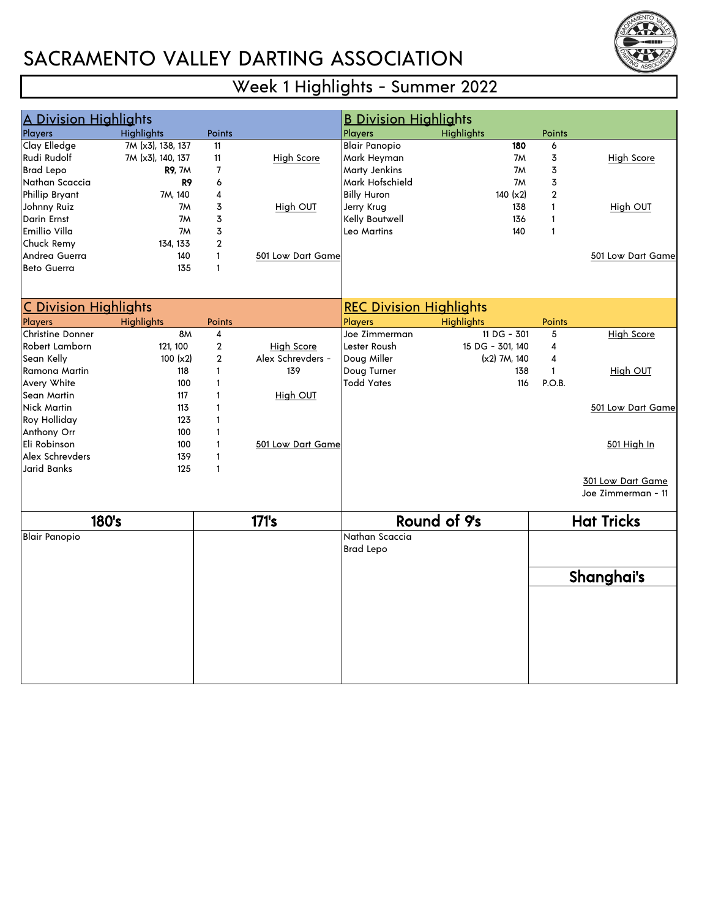# SACRAMENTO VALLEY DARTING ASSOCIATION

## Week 1 Highlights - Summer 2022

### A Division Highlights

| Players | Highlights | Points | |
|---|---|---|---|
| Clay Elledge | 7M (x3), 138, 137 | 11 | |
| Rudi Rudolf | 7M (x3), 140, 137 | 11 | High Score |
| Brad Lepo | **R9**, 7M | 7 | |
| Nathan Scaccia | **R9** | 6 | |
| Phillip Bryant | 7M, 140 | 4 | |
| Johnny Ruiz | 7M | 3 | High OUT |
| Darin Ernst | 7M | 3 | |
| Emillio Villa | 7M | 3 | |
| Chuck Remy | 134, 133 | 2 | |
| Andrea Guerra | 140 | 1 | 501 Low Dart Game |
| Beto Guerra | 135 | 1 | |

### B Division Highlights

| Players | Highlights | Points | |
|---|---|---|---|
| Blair Panopio | **180** | 6 | |
| Mark Heyman | 7M | 3 | High Score |
| Marty Jenkins | 7M | 3 | |
| Mark Hofschield | 7M | 3 | |
| Billy Huron | 140 (x2) | 2 | |
| Jerry Krug | 138 | 1 | High OUT |
| Kelly Boutwell | 136 | 1 | |
| Leo Martins | 140 | 1 | |
| | | | 501 Low Dart Game |

### C Division Highlights

| Players | Highlights | Points | |
|---|---|---|---|
| Christine Donner | 8M | 4 | |
| Robert Lamborn | 121, 100 | 2 | High Score |
| Sean Kelly | 100 (x2) | 2 | Alex Schrevders - 139 |
| Ramona Martin | 118 | 1 | |
| Avery White | 100 | 1 | |
| Sean Martin | 117 | 1 | High OUT |
| Nick Martin | 113 | 1 | |
| Roy Holliday | 123 | 1 | |
| Anthony Orr | 100 | 1 | |
| Eli Robinson | 100 | 1 | 501 Low Dart Game |
| Alex Schrevders | 139 | 1 | |
| Jarid Banks | 125 | 1 | |

### REC Division Highlights

| Players | Highlights | Points | |
|---|---|---|---|
| Joe Zimmerman | 11 DG - 301 | 5 | High Score |
| Lester Roush | 15 DG - 301, 140 | 4 | |
| Doug Miller | (x2) 7M, 140 | 4 | |
| Doug Turner | 138 | 1 | High OUT |
| Todd Yates | 116 | P.O.B. | |
| | | | 501 Low Dart Game |
| | | | 501 High In |
| | | | 301 Low Dart Game<br>Joe Zimmerman - 11 |

| 180's | 171's | Round of 9's | Hat Tricks |
|---|---|---|---|
| Blair Panopio | | Nathan Scaccia<br>Brad Lepo | |

### Shanghai's